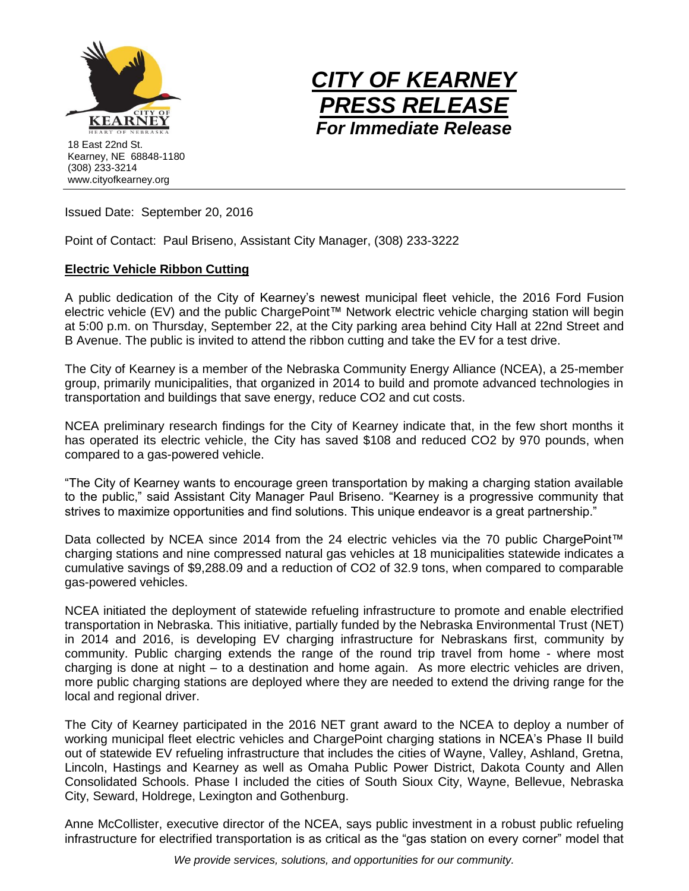CITY OF KEARNEY
HEART OF NEBRASKA

18 East 22nd St.
Kearney, NE 68848-1180
(308) 233-3214
www.cityofkearney.org

# *CITY OF KEARNEY PRESS RELEASE*

***For Immediate Release***

---

Issued Date: September 20, 2016

Point of Contact: Paul Briseno, Assistant City Manager, (308) 233-3222

## Electric Vehicle Ribbon Cutting

A public dedication of the City of Kearney's newest municipal fleet vehicle, the 2016 Ford Fusion electric vehicle (EV) and the public ChargePoint™ Network electric vehicle charging station will begin at 5:00 p.m. on Thursday, September 22, at the City parking area behind City Hall at 22nd Street and B Avenue. The public is invited to attend the ribbon cutting and take the EV for a test drive.

The City of Kearney is a member of the Nebraska Community Energy Alliance (NCEA), a 25-member group, primarily municipalities, that organized in 2014 to build and promote advanced technologies in transportation and buildings that save energy, reduce $CO_2$ and cut costs.

NCEA preliminary research findings for the City of Kearney indicate that, in the few short months it has operated its electric vehicle, the City has saved $108 and reduced $CO_2$ by 970 pounds, when compared to a gas-powered vehicle.

"The City of Kearney wants to encourage green transportation by making a charging station available to the public," said Assistant City Manager Paul Briseno. "Kearney is a progressive community that strives to maximize opportunities and find solutions. This unique endeavor is a great partnership."

Data collected by NCEA since 2014 from the 24 electric vehicles via the 70 public ChargePoint™ charging stations and nine compressed natural gas vehicles at 18 municipalities statewide indicates a cumulative savings of $9,288.09 and a reduction of $CO_2$ of 32.9 tons, when compared to comparable gas-powered vehicles.

NCEA initiated the deployment of statewide refueling infrastructure to promote and enable electrified transportation in Nebraska. This initiative, partially funded by the Nebraska Environmental Trust (NET) in 2014 and 2016, is developing EV charging infrastructure for Nebraskans first, community by community. Public charging extends the range of the round trip travel from home - where most charging is done at night – to a destination and home again. As more electric vehicles are driven, more public charging stations are deployed where they are needed to extend the driving range for the local and regional driver.

The City of Kearney participated in the 2016 NET grant award to the NCEA to deploy a number of working municipal fleet electric vehicles and ChargePoint charging stations in NCEA's Phase II build out of statewide EV refueling infrastructure that includes the cities of Wayne, Valley, Ashland, Gretna, Lincoln, Hastings and Kearney as well as Omaha Public Power District, Dakota County and Allen Consolidated Schools. Phase I included the cities of South Sioux City, Wayne, Bellevue, Nebraska City, Seward, Holdrege, Lexington and Gothenburg.

Anne McCollister, executive director of the NCEA, says public investment in a robust public refueling infrastructure for electrified transportation is as critical as the "gas station on every corner" model that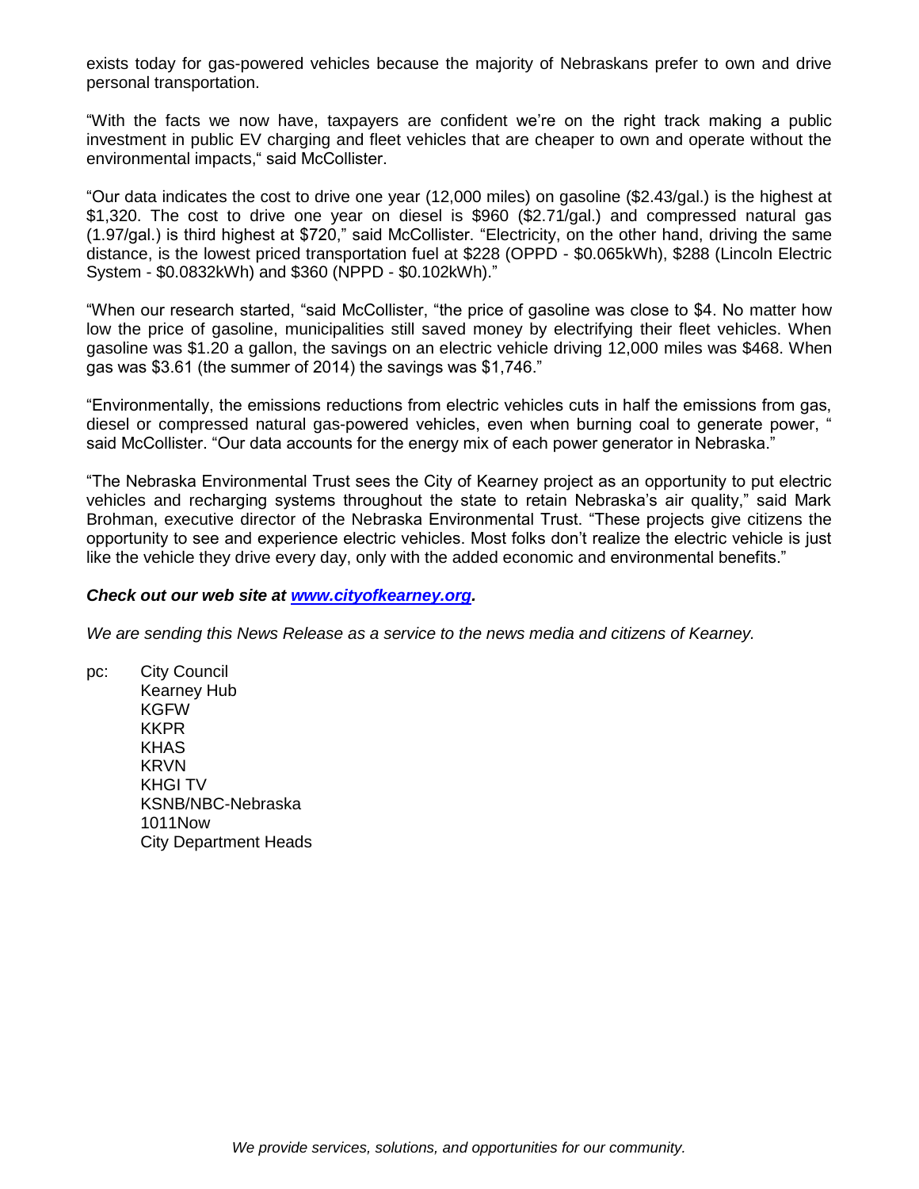exists today for gas-powered vehicles because the majority of Nebraskans prefer to own and drive personal transportation.

“With the facts we now have, taxpayers are confident we’re on the right track making a public investment in public EV charging and fleet vehicles that are cheaper to own and operate without the environmental impacts,“ said McCollister.

“Our data indicates the cost to drive one year (12,000 miles) on gasoline ($2.43/gal.) is the highest at $1,320. The cost to drive one year on diesel is $960 ($2.71/gal.) and compressed natural gas (1.97/gal.) is third highest at $720,” said McCollister. “Electricity, on the other hand, driving the same distance, is the lowest priced transportation fuel at $228 (OPPD - $0.065kWh), $288 (Lincoln Electric System - $0.0832kWh) and $360 (NPPD - $0.102kWh).”

“When our research started, “said McCollister, “the price of gasoline was close to $4. No matter how low the price of gasoline, municipalities still saved money by electrifying their fleet vehicles. When gasoline was $1.20 a gallon, the savings on an electric vehicle driving 12,000 miles was $468. When gas was $3.61 (the summer of 2014) the savings was $1,746.”

“Environmentally, the emissions reductions from electric vehicles cuts in half the emissions from gas, diesel or compressed natural gas-powered vehicles, even when burning coal to generate power, “ said McCollister. “Our data accounts for the energy mix of each power generator in Nebraska.”

“The Nebraska Environmental Trust sees the City of Kearney project as an opportunity to put electric vehicles and recharging systems throughout the state to retain Nebraska’s air quality,” said Mark Brohman, executive director of the Nebraska Environmental Trust. “These projects give citizens the opportunity to see and experience electric vehicles. Most folks don’t realize the electric vehicle is just like the vehicle they drive every day, only with the added economic and environmental benefits.”

***Check out our web site at [www.cityofkearney.org](http://www.cityofkearney.org).***

*We are sending this News Release as a service to the news media and citizens of Kearney.*

pc: City Council
Kearney Hub
KGFW
KKPR
KHAS
KRVN
KHGI TV
KSNB/NBC-Nebraska
1011Now
City Department Heads

*We provide services, solutions, and opportunities for our community.*